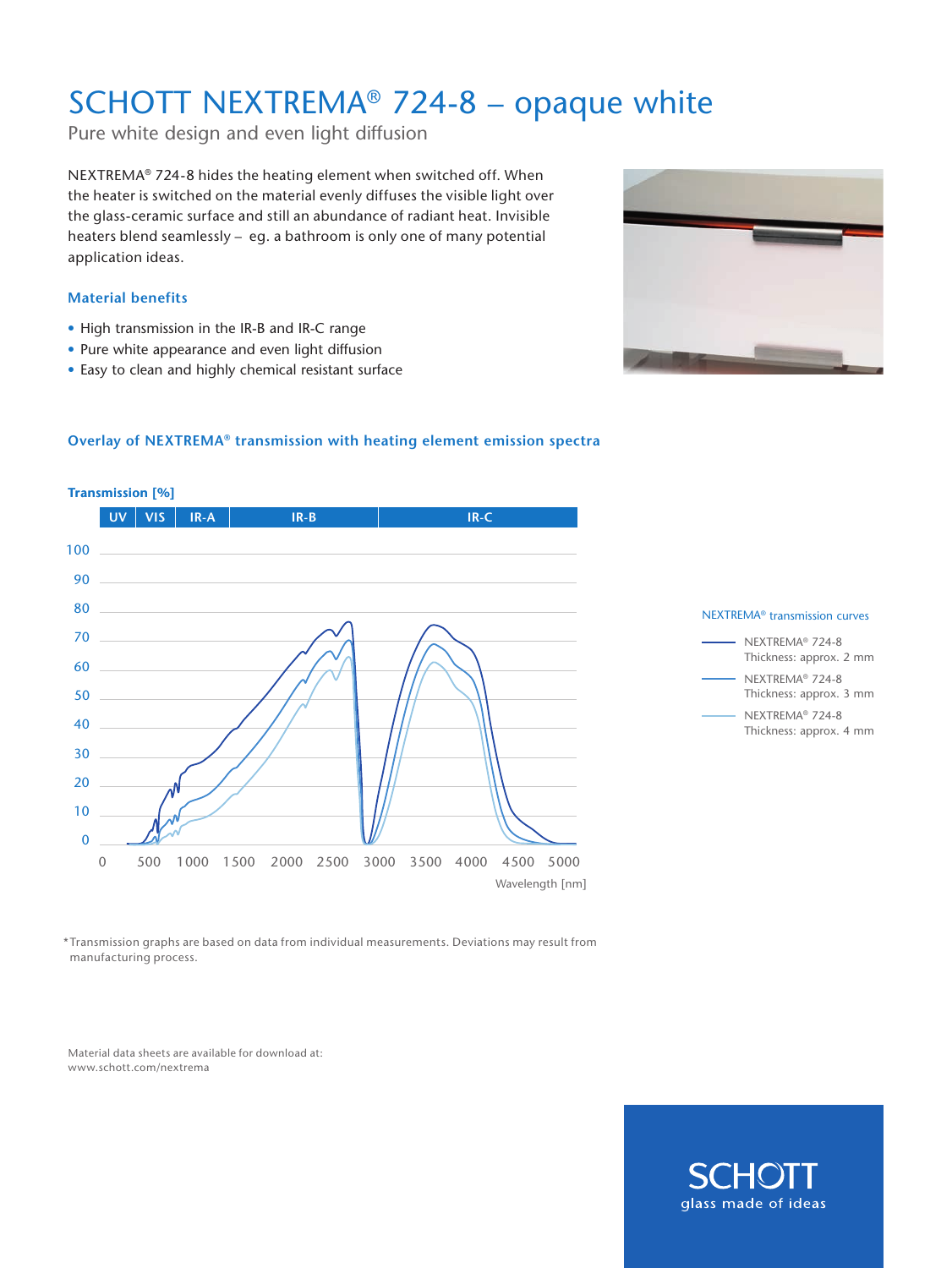# SCHOTT NEXTREMA® 724-8 – opaque white

Pure white design and even light diffusion

NEXTREMA® 724-8 hides the heating element when switched off. When the heater is switched on the material evenly diffuses the visible light over the glass-ceramic surface and still an abundance of radiant heat. Invisible heaters blend seamlessly – eg. a bathroom is only one of many potential application ideas.

### Material benefits

- High transmission in the IR-B and IR-C range
- Pure white appearance and even light diffusion
- Easy to clean and highly chemical resistant surface

### Overlay of NEXTREMA® transmission with heating element emission spectra

Transmission [%]

UV | VIS | IR-A | IR-B | IR-C

Wavelength [nm]

NEXTREMA® transmission curves

- NEXTREMA® 724-8 Thickness: approx. 2 mm
- NEXTREMA® 724-8 Thickness: approx. 3 mm
- NEXTREMA® 724-8 Thickness: approx. 4 mm

*Transmission graphs are based on data from individual measurements. Deviations may result from manufacturing process.

Material data sheets are available for download at:
www.schott.com/nextrema

SCHOTT
glass made of ideas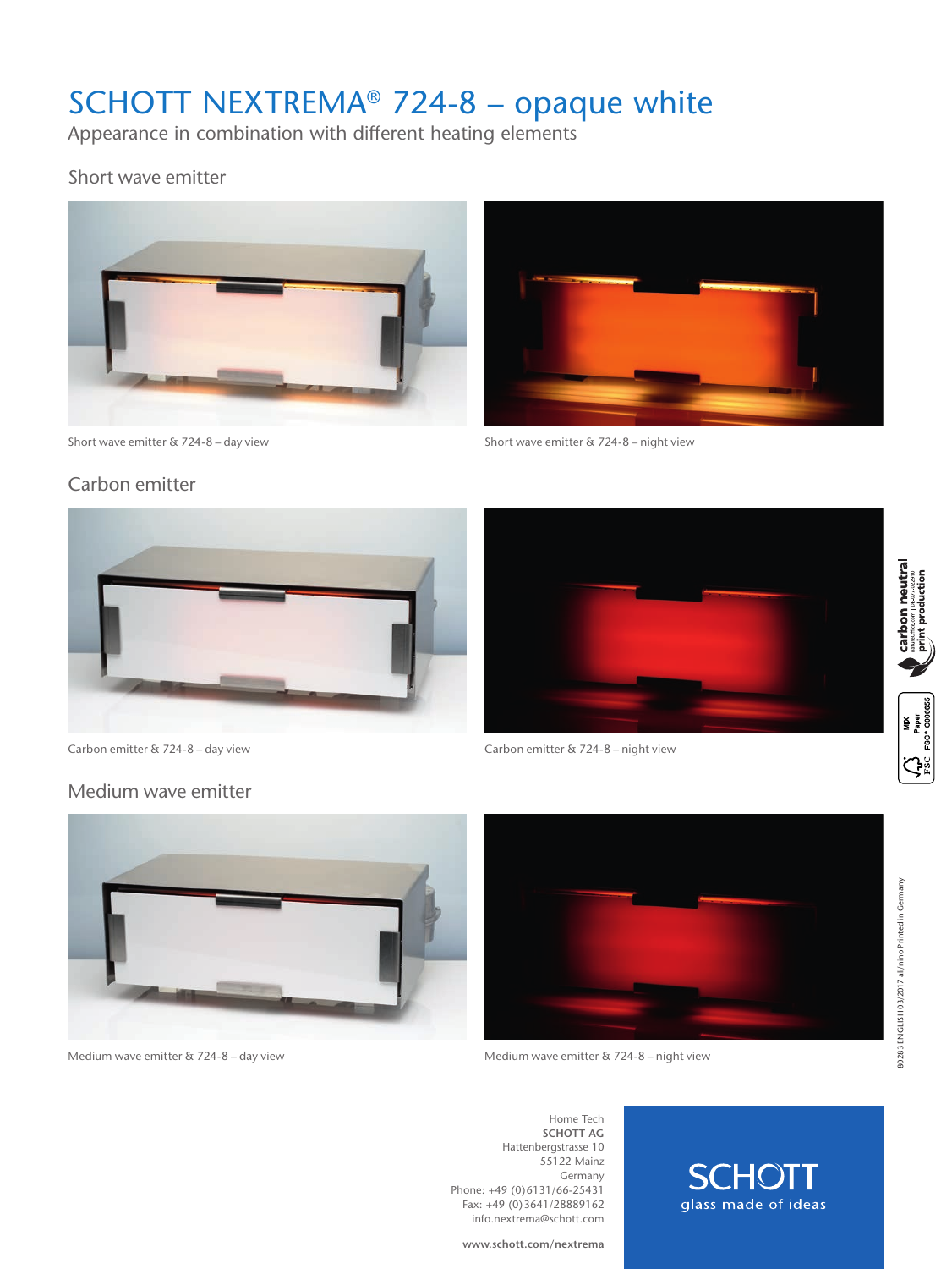# SCHOTT NEXTREMA® 724-8 – opaque white

Appearance in combination with different heating elements

## Short wave emitter

Short wave emitter & 724-8 – day view

Short wave emitter & 724-8 – night view

## Carbon emitter

Carbon emitter & 724-8 – day view

Carbon emitter & 724-8 – night view

## Medium wave emitter

Medium wave emitter & 724-8 – day view

Medium wave emitter & 724-8 – night view

carbon neutral print production

MIX Paper FSC® C006655

80283 ENGLISH 03/2017 all/nino Printed in Germany

Home Tech
**SCHOTT AG**
Hattenbergstrasse 10
55122 Mainz
Germany
Phone: +49 (0)6131/66-25431
Fax: +49 (0)3641/28889162
info.nextrema@schott.com

**www.schott.com/nextrema**

SCHOTT
glass made of ideas